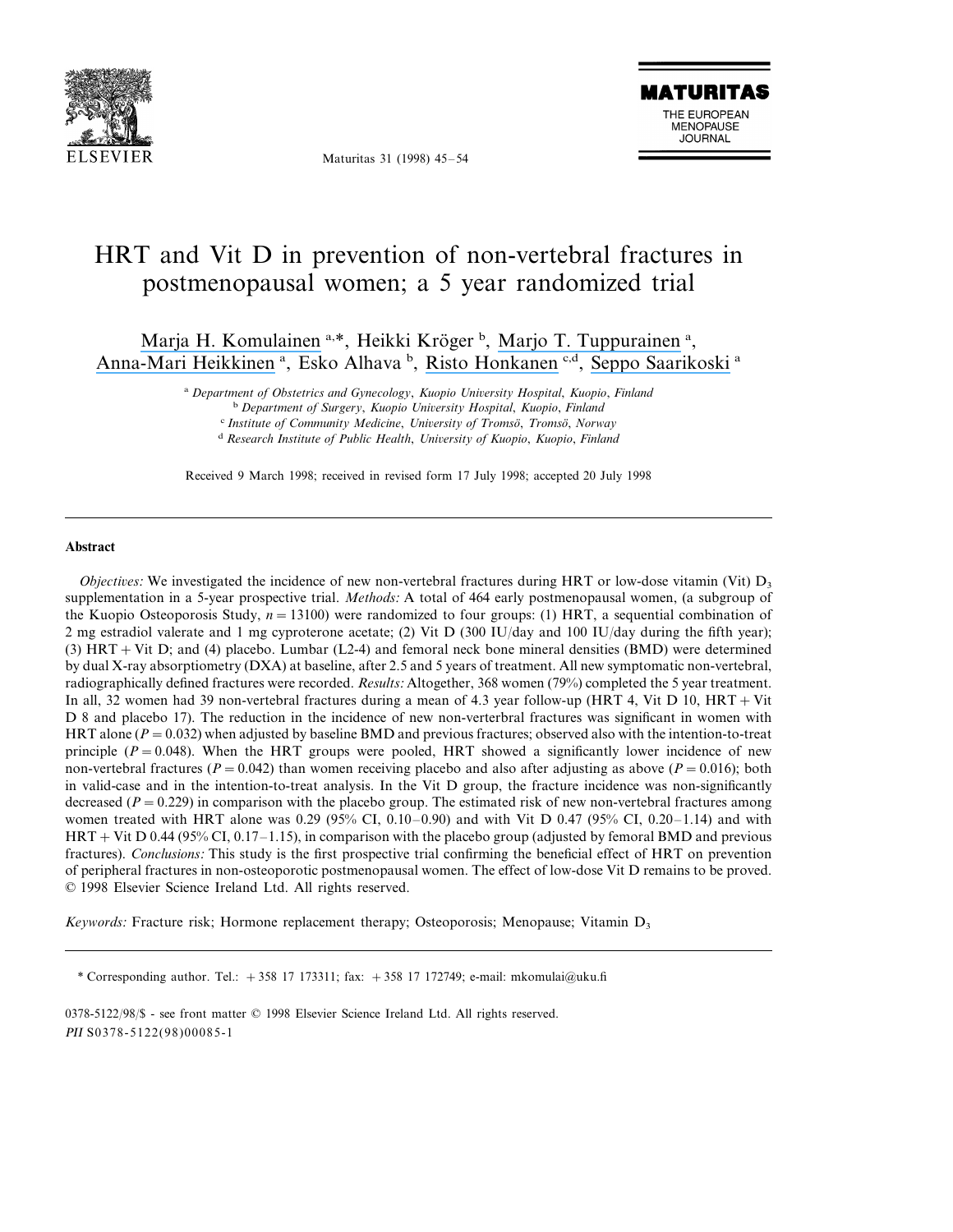# HRT and Vit D in prevention of non-vertebral fractures in postmenopausal women; a 5 year randomized trial

Marja H. Komulainen [a,*], Heikki Kröger [b], Marjo T. Tuppurainen [a], Anna-Mari Heikkinen [a], Esko Alhava [b], Risto Honkanen [c,d], Seppo Saarikoski [a]

[a] *Department of Obstetrics and Gynecology, Kuopio University Hospital, Kuopio, Finland*
[b] *Department of Surgery, Kuopio University Hospital, Kuopio, Finland*
[c] *Institute of Community Medicine, University of Tromsö, Tromsö, Norway*
[d] *Research Institute of Public Health, University of Kuopio, Kuopio, Finland*

Received 9 March 1998; received in revised form 17 July 1998; accepted 20 July 1998

## Abstract

*Objectives:* We investigated the incidence of new non-vertebral fractures during HRT or low-dose vitamin (Vit) $D_3$ supplementation in a 5-year prospective trial. *Methods:* A total of 464 early postmenopausal women, (a subgroup of the Kuopio Osteoporosis Study, $n = 13100$) were randomized to four groups: (1) HRT, a sequential combination of 2 mg estradiol valerate and 1 mg cyproterone acetate; (2) Vit D (300 IU/day and 100 IU/day during the fifth year); (3) HRT + Vit D; and (4) placebo. Lumbar (L2-4) and femoral neck bone mineral densities (BMD) were determined by dual X-ray absorptiometry (DXA) at baseline, after 2.5 and 5 years of treatment. All new symptomatic non-vertebral, radiographically defined fractures were recorded. *Results:* Altogether, 368 women (79%) completed the 5 year treatment. In all, 32 women had 39 non-vertebral fractures during a mean of 4.3 year follow-up (HRT 4, Vit D 10, HRT + Vit D 8 and placebo 17). The reduction in the incidence of new non-verterbral fractures was significant in women with HRT alone ($P = 0.032$) when adjusted by baseline BMD and previous fractures; observed also with the intention-to-treat principle ($P = 0.048$). When the HRT groups were pooled, HRT showed a significantly lower incidence of new non-vertebral fractures ($P = 0.042$) than women receiving placebo and also after adjusting as above ($P = 0.016$); both in valid-case and in the intention-to-treat analysis. In the Vit D group, the fracture incidence was non-significantly decreased ($P = 0.229$) in comparison with the placebo group. The estimated risk of new non-vertebral fractures among women treated with HRT alone was 0.29 (95% CI, 0.10–0.90) and with Vit D 0.47 (95% CI, 0.20–1.14) and with HRT + Vit D 0.44 (95% CI, 0.17–1.15), in comparison with the placebo group (adjusted by femoral BMD and previous fractures). *Conclusions:* This study is the first prospective trial confirming the beneficial effect of HRT on prevention of peripheral fractures in non-osteoporotic postmenopausal women. The effect of low-dose Vit D remains to be proved. © 1998 Elsevier Science Ireland Ltd. All rights reserved.

*Keywords:* Fracture risk; Hormone replacement therapy; Osteoporosis; Menopause; Vitamin $D_3$

---

\* Corresponding author. Tel.: +358 17 173311; fax: +358 17 172749; e-mail: mkomulai@uku.fi

0378-5122/98/$ - see front matter © 1998 Elsevier Science Ireland Ltd. All rights reserved.
*PII* S0378-5122(98)00085-1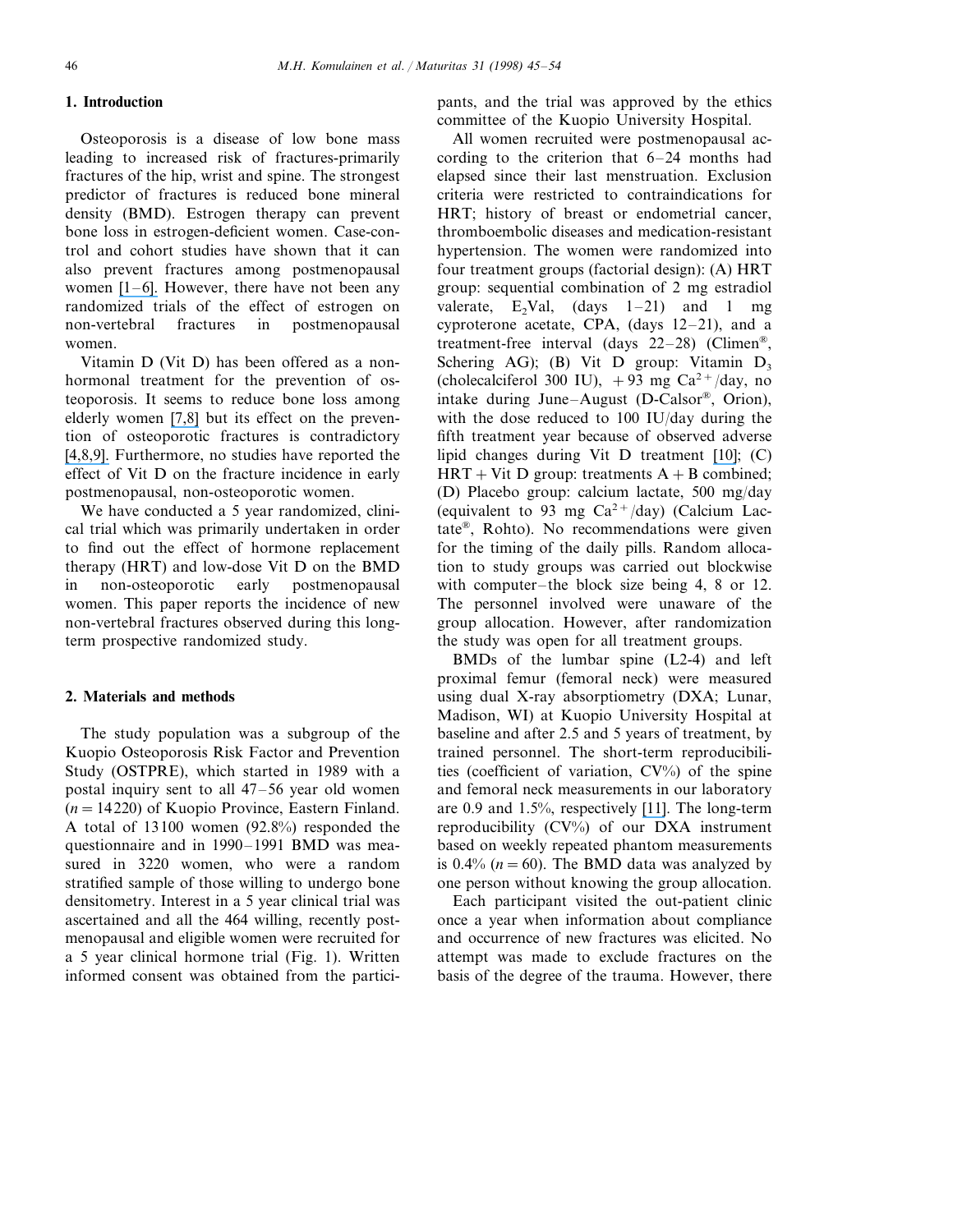## 1. Introduction

Osteoporosis is a disease of low bone mass leading to increased risk of fractures-primarily fractures of the hip, wrist and spine. The strongest predictor of fractures is reduced bone mineral density (BMD). Estrogen therapy can prevent bone loss in estrogen-deficient women. Case-control and cohort studies have shown that it can also prevent fractures among postmenopausal women [1–6]. However, there have not been any randomized trials of the effect of estrogen on non-vertebral fractures in postmenopausal women.

Vitamin D (Vit D) has been offered as a non-hormonal treatment for the prevention of osteoporosis. It seems to reduce bone loss among elderly women [7,8] but its effect on the prevention of osteoporotic fractures is contradictory [4,8,9]. Furthermore, no studies have reported the effect of Vit D on the fracture incidence in early postmenopausal, non-osteoporotic women.

We have conducted a 5 year randomized, clinical trial which was primarily undertaken in order to find out the effect of hormone replacement therapy (HRT) and low-dose Vit D on the BMD in non-osteoporotic early postmenopausal women. This paper reports the incidence of new non-vertebral fractures observed during this long-term prospective randomized study.

## 2. Materials and methods

The study population was a subgroup of the Kuopio Osteoporosis Risk Factor and Prevention Study (OSTPRE), which started in 1989 with a postal inquiry sent to all 47–56 year old women ($n = 14220$) of Kuopio Province, Eastern Finland. A total of 13100 women (92.8%) responded the questionnaire and in 1990–1991 BMD was measured in 3220 women, who were a random stratified sample of those willing to undergo bone densitometry. Interest in a 5 year clinical trial was ascertained and all the 464 willing, recently postmenopausal and eligible women were recruited for a 5 year clinical hormone trial (Fig. 1). Written informed consent was obtained from the participants, and the trial was approved by the ethics committee of the Kuopio University Hospital.

All women recruited were postmenopausal according to the criterion that 6–24 months had elapsed since their last menstruation. Exclusion criteria were restricted to contraindications for HRT; history of breast or endometrial cancer, thromboembolic diseases and medication-resistant hypertension. The women were randomized into four treatment groups (factorial design): (A) HRT group: sequential combination of 2 mg estradiol valerate, $E_2$Val, (days 1–21) and 1 mg cyproterone acetate, CPA, (days 12–21), and a treatment-free interval (days 22–28) (Climen®, Schering AG); (B) Vit D group: Vitamin $D_3$ (cholecalciferol 300 IU), $+93$ mg $Ca^{2+}$/day, no intake during June–August (D-Calsor®, Orion), with the dose reduced to 100 IU/day during the fifth treatment year because of observed adverse lipid changes during Vit D treatment [10]; (C) HRT + Vit D group: treatments A + B combined; (D) Placebo group: calcium lactate, 500 mg/day (equivalent to 93 mg $Ca^{2+}$/day) (Calcium Lactate®, Rohto). No recommendations were given for the timing of the daily pills. Random allocation to study groups was carried out blockwise with computer–the block size being 4, 8 or 12. The personnel involved were unaware of the group allocation. However, after randomization the study was open for all treatment groups.

BMDs of the lumbar spine (L2-4) and left proximal femur (femoral neck) were measured using dual X-ray absorptiometry (DXA; Lunar, Madison, WI) at Kuopio University Hospital at baseline and after 2.5 and 5 years of treatment, by trained personnel. The short-term reproducibilities (coefficient of variation, CV%) of the spine and femoral neck measurements in our laboratory are 0.9 and 1.5%, respectively [11]. The long-term reproducibility (CV%) of our DXA instrument based on weekly repeated phantom measurements is 0.4% ($n = 60$). The BMD data was analyzed by one person without knowing the group allocation.

Each participant visited the out-patient clinic once a year when information about compliance and occurrence of new fractures was elicited. No attempt was made to exclude fractures on the basis of the degree of the trauma. However, there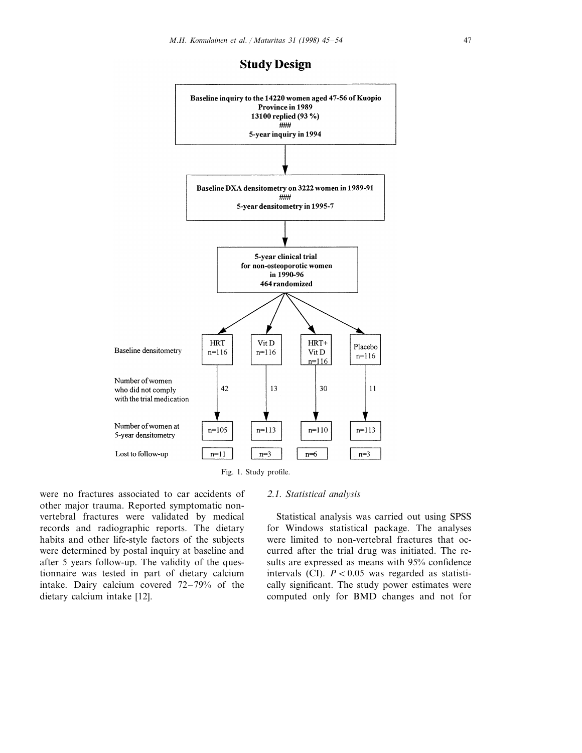## Study Design

Baseline inquiry to the 14220 women aged 47-56 of Kuopio Province in 1989
13100 replied (93 %)
###
5-year inquiry in 1994

↓

Baseline DXA densitometry on 3222 women in 1989-91
###
5-year densitometry in 1995-7

↓

5-year clinical trial for non-osteoporotic women in 1990-96
464 randomized

| | HRT | Vit D | HRT+ Vit D | Placebo |
|---|---|---|---|---|
| Baseline densitometry | n=116 | n=116 | n=116 | n=116 |
| Number of women who did not comply with the trial medication | 42 | 13 | 30 | 11 |
| Number of women at 5-year densitometry | n=105 | n=113 | n=110 | n=113 |
| Lost to follow-up | n=11 | n=3 | n=6 | n=3 |

Fig. 1. Study profile.

were no fractures associated to car accidents of other major trauma. Reported symptomatic non-vertebral fractures were validated by medical records and radiographic reports. The dietary habits and other life-style factors of the subjects were determined by postal inquiry at baseline and after 5 years follow-up. The validity of the questionnaire was tested in part of dietary calcium intake. Dairy calcium covered 72–79% of the dietary calcium intake [12].

### *2.1. Statistical analysis*

Statistical analysis was carried out using SPSS for Windows statistical package. The analyses were limited to non-vertebral fractures that occurred after the trial drug was initiated. The results are expressed as means with 95% confidence intervals (CI). $P < 0.05$ was regarded as statistically significant. The study power estimates were computed only for BMD changes and not for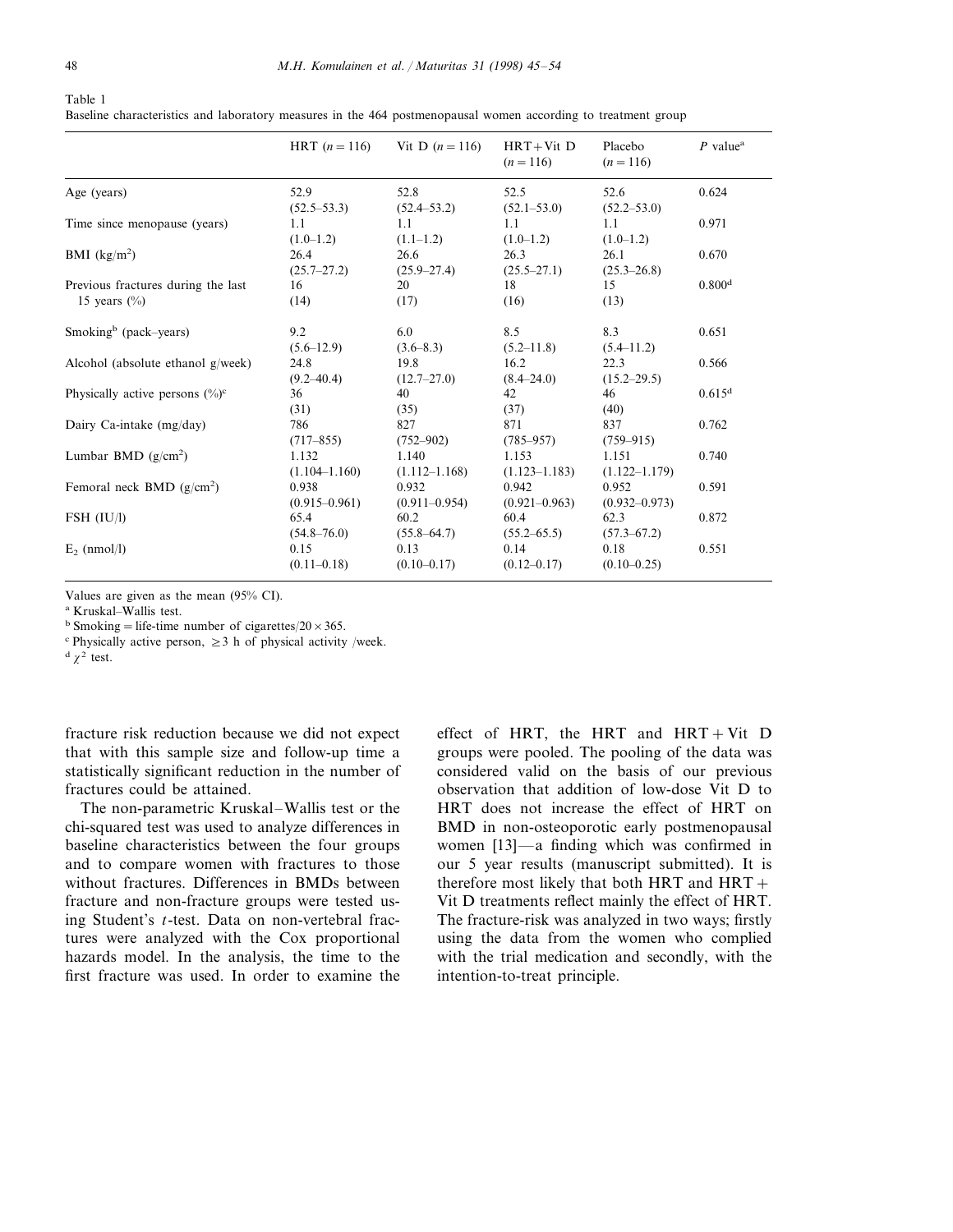Table 1
Baseline characteristics and laboratory measures in the 464 postmenopausal women according to treatment group

| | HRT ($n = 116$) | Vit D ($n = 116$) | HRT+Vit D ($n = 116$) | Placebo ($n = 116$) | $P$ value[a] |
|---|---|---|---|---|---|
| Age (years) | 52.9 (52.5–53.3) | 52.8 (52.4–53.2) | 52.5 (52.1–53.0) | 52.6 (52.2–53.0) | 0.624 |
| Time since menopause (years) | 1.1 (1.0–1.2) | 1.1 (1.1–1.2) | 1.1 (1.0–1.2) | 1.1 (1.0–1.2) | 0.971 |
| BMI (kg/m$^2$) | 26.4 (25.7–27.2) | 26.6 (25.9–27.4) | 26.3 (25.5–27.1) | 26.1 (25.3–26.8) | 0.670 |
| Previous fractures during the last 15 years (%) | 16 (14) | 20 (17) | 18 (16) | 15 (13) | 0.800[d] |
| Smoking[b] (pack–years) | 9.2 (5.6–12.9) | 6.0 (3.6–8.3) | 8.5 (5.2–11.8) | 8.3 (5.4–11.2) | 0.651 |
| Alcohol (absolute ethanol g/week) | 24.8 (9.2–40.4) | 19.8 (12.7–27.0) | 16.2 (8.4–24.0) | 22.3 (15.2–29.5) | 0.566 |
| Physically active persons (%)[c] | 36 (31) | 40 (35) | 42 (37) | 46 (40) | 0.615[d] |
| Dairy Ca-intake (mg/day) | 786 (717–855) | 827 (752–902) | 871 (785–957) | 837 (759–915) | 0.762 |
| Lumbar BMD (g/cm$^2$) | 1.132 (1.104–1.160) | 1.140 (1.112–1.168) | 1.153 (1.123–1.183) | 1.151 (1.122–1.179) | 0.740 |
| Femoral neck BMD (g/cm$^2$) | 0.938 (0.915–0.961) | 0.932 (0.911–0.954) | 0.942 (0.921–0.963) | 0.952 (0.932–0.973) | 0.591 |
| FSH (IU/l) | 65.4 (54.8–76.0) | 60.2 (55.8–64.7) | 60.4 (55.2–65.5) | 62.3 (57.3–67.2) | 0.872 |
| $E_2$ (nmol/l) | 0.15 (0.11–0.18) | 0.13 (0.10–0.17) | 0.14 (0.12–0.17) | 0.18 (0.10–0.25) | 0.551 |

Values are given as the mean (95% CI).
[a] Kruskal–Wallis test.
[b] Smoking = life-time number of cigarettes/$20 \times 365$.
[c] Physically active person, $\geq 3$ h of physical activity /week.
[d] $\chi^2$ test.

fracture risk reduction because we did not expect that with this sample size and follow-up time a statistically significant reduction in the number of fractures could be attained.

The non-parametric Kruskal–Wallis test or the chi-squared test was used to analyze differences in baseline characteristics between the four groups and to compare women with fractures to those without fractures. Differences in BMDs between fracture and non-fracture groups were tested using Student's $t$-test. Data on non-vertebral fractures were analyzed with the Cox proportional hazards model. In the analysis, the time to the first fracture was used. In order to examine the effect of HRT, the HRT and HRT + Vit D groups were pooled. The pooling of the data was considered valid on the basis of our previous observation that addition of low-dose Vit D to HRT does not increase the effect of HRT on BMD in non-osteoporotic early postmenopausal women [13]—a finding which was confirmed in our 5 year results (manuscript submitted). It is therefore most likely that both HRT and HRT + Vit D treatments reflect mainly the effect of HRT. The fracture-risk was analyzed in two ways; firstly using the data from the women who complied with the trial medication and secondly, with the intention-to-treat principle.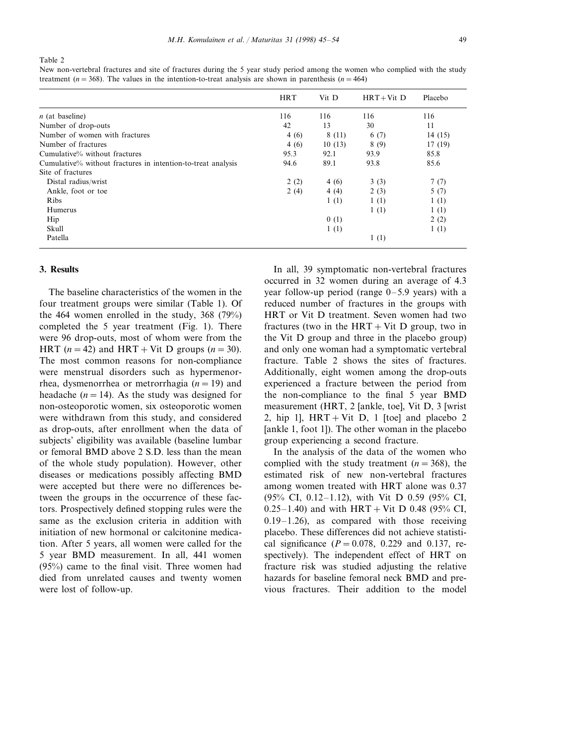Table 2

New non-vertebral fractures and site of fractures during the 5 year study period among the women who complied with the study treatment ($n = 368$). The values in the intention-to-treat analysis are shown in parenthesis ($n = 464$)

| | HRT | Vit D | HRT + Vit D | Placebo |
|---|---|---|---|---|
| *n* (at baseline) | 116 | 116 | 116 | 116 |
| Number of drop-outs | 42 | 13 | 30 | 11 |
| Number of women with fractures | 4 (6) | 8 (11) | 6 (7) | 14 (15) |
| Number of fractures | 4 (6) | 10 (13) | 8 (9) | 17 (19) |
| Cumulative% without fractures | 95.3 | 92.1 | 93.9 | 85.8 |
| Cumulative% without fractures in intention-to-treat analysis | 94.6 | 89.1 | 93.8 | 85.6 |
| Site of fractures | | | | |
| Distal radius/wrist | 2 (2) | 4 (6) | 3 (3) | 7 (7) |
| Ankle, foot or toe | 2 (4) | 4 (4) | 2 (3) | 5 (7) |
| Ribs | | 1 (1) | 1 (1) | 1 (1) |
| Humerus | | | 1 (1) | 1 (1) |
| Hip | | 0 (1) | | 2 (2) |
| Skull | | 1 (1) | | 1 (1) |
| Patella | | | 1 (1) | |

## 3. Results

The baseline characteristics of the women in the four treatment groups were similar (Table 1). Of the 464 women enrolled in the study, 368 (79%) completed the 5 year treatment (Fig. 1). There were 96 drop-outs, most of whom were from the HRT ($n = 42$) and HRT + Vit D groups ($n = 30$). The most common reasons for non-compliance were menstrual disorders such as hypermenorrhea, dysmenorrhea or metrorrhagia ($n = 19$) and headache ($n = 14$). As the study was designed for non-osteoporotic women, six osteoporotic women were withdrawn from this study, and considered as drop-outs, after enrollment when the data of subjects' eligibility was available (baseline lumbar or femoral BMD above 2 S.D. less than the mean of the whole study population). However, other diseases or medications possibly affecting BMD were accepted but there were no differences between the groups in the occurrence of these factors. Prospectively defined stopping rules were the same as the exclusion criteria in addition with initiation of new hormonal or calcitonine medication. After 5 years, all women were called for the 5 year BMD measurement. In all, 441 women (95%) came to the final visit. Three women had died from unrelated causes and twenty women were lost of follow-up.

In all, 39 symptomatic non-vertebral fractures occurred in 32 women during an average of 4.3 year follow-up period (range 0–5.9 years) with a reduced number of fractures in the groups with HRT or Vit D treatment. Seven women had two fractures (two in the HRT + Vit D group, two in the Vit D group and three in the placebo group) and only one woman had a symptomatic vertebral fracture. Table 2 shows the sites of fractures. Additionally, eight women among the drop-outs experienced a fracture between the period from the non-compliance to the final 5 year BMD measurement (HRT, 2 [ankle, toe], Vit D, 3 [wrist 2, hip 1], HRT + Vit D, 1 [toe] and placebo 2 [ankle 1, foot 1]). The other woman in the placebo group experiencing a second fracture.

In the analysis of the data of the women who complied with the study treatment ($n = 368$), the estimated risk of new non-vertebral fractures among women treated with HRT alone was 0.37 (95% CI, 0.12–1.12), with Vit D 0.59 (95% CI, 0.25–1.40) and with HRT + Vit D 0.48 (95% CI, 0.19–1.26), as compared with those receiving placebo. These differences did not achieve statistical significance ($P = 0.078$, 0.229 and 0.137, respectively). The independent effect of HRT on fracture risk was studied adjusting the relative hazards for baseline femoral neck BMD and previous fractures. Their addition to the model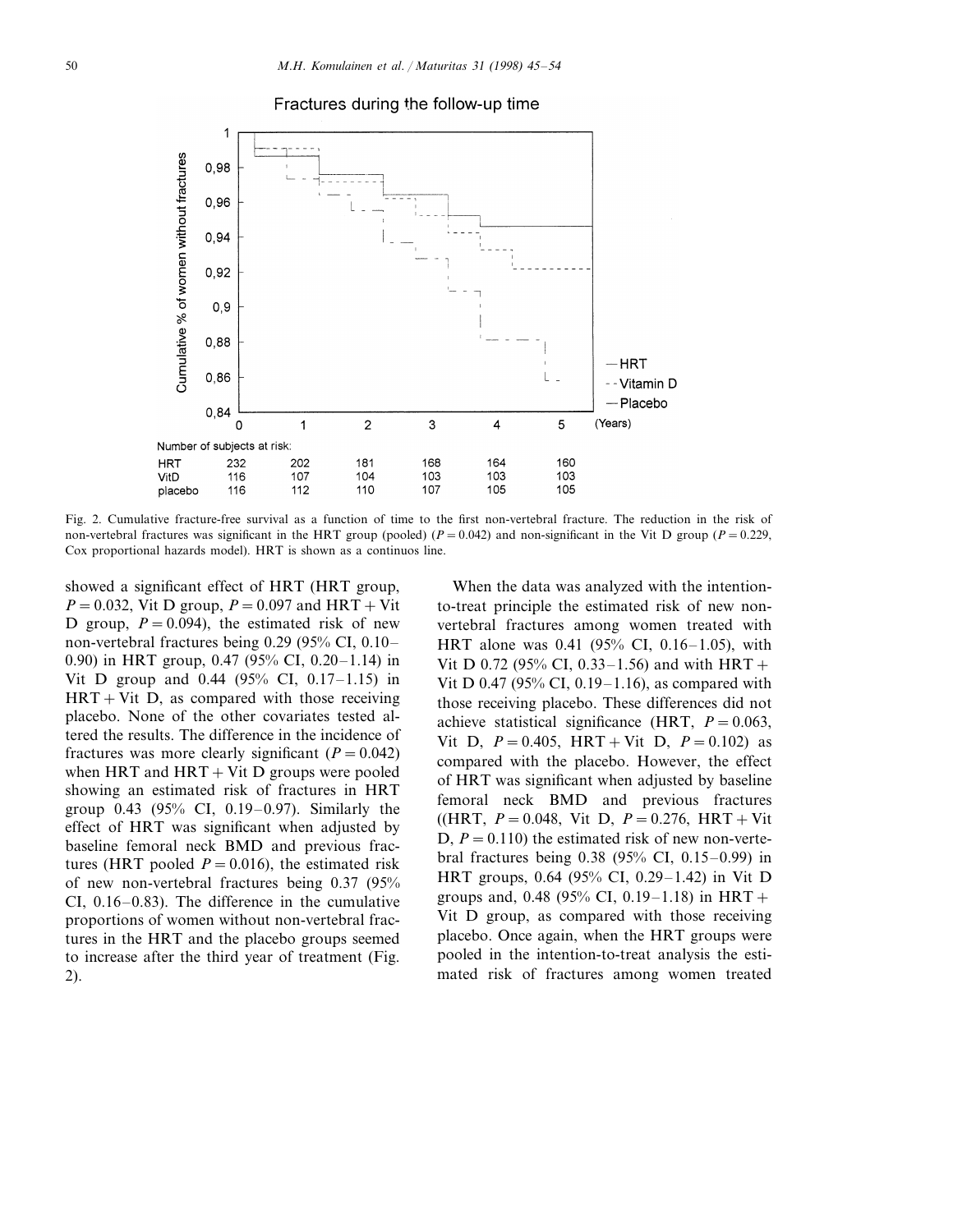Fractures during the follow-up time

Number of subjects at risk:

| | 0 | 1 | 2 | 3 | 4 | 5 |
|---|---|---|---|---|---|---|
| HRT | 232 | 202 | 181 | 168 | 164 | 160 |
| VitD | 116 | 107 | 104 | 103 | 103 | 103 |
| placebo | 116 | 112 | 110 | 107 | 105 | 105 |

Fig. 2. Cumulative fracture-free survival as a function of time to the first non-vertebral fracture. The reduction in the risk of non-vertebral fractures was significant in the HRT group (pooled) ($P = 0.042$) and non-significant in the Vit D group ($P = 0.229$, Cox proportional hazards model). HRT is shown as a continuos line.

showed a significant effect of HRT (HRT group, $P = 0.032$, Vit D group, $P = 0.097$ and HRT + Vit D group, $P = 0.094$), the estimated risk of new non-vertebral fractures being 0.29 (95% CI, 0.10–0.90) in HRT group, 0.47 (95% CI, 0.20–1.14) in Vit D group and 0.44 (95% CI, 0.17–1.15) in HRT + Vit D, as compared with those receiving placebo. None of the other covariates tested altered the results. The difference in the incidence of fractures was more clearly significant ($P = 0.042$) when HRT and HRT + Vit D groups were pooled showing an estimated risk of fractures in HRT group 0.43 (95% CI, 0.19–0.97). Similarly the effect of HRT was significant when adjusted by baseline femoral neck BMD and previous fractures (HRT pooled $P = 0.016$), the estimated risk of new non-vertebral fractures being 0.37 (95% CI, 0.16–0.83). The difference in the cumulative proportions of women without non-vertebral fractures in the HRT and the placebo groups seemed to increase after the third year of treatment (Fig. 2).

When the data was analyzed with the intention-to-treat principle the estimated risk of new non-vertebral fractures among women treated with HRT alone was 0.41 (95% CI, 0.16–1.05), with Vit D 0.72 (95% CI, 0.33–1.56) and with HRT + Vit D 0.47 (95% CI, 0.19–1.16), as compared with those receiving placebo. These differences did not achieve statistical significance (HRT, $P = 0.063$, Vit D, $P = 0.405$, HRT + Vit D, $P = 0.102$) as compared with the placebo. However, the effect of HRT was significant when adjusted by baseline femoral neck BMD and previous fractures ((HRT, $P = 0.048$, Vit D, $P = 0.276$, HRT + Vit D, $P = 0.110$) the estimated risk of new non-vertebral fractures being 0.38 (95% CI, 0.15–0.99) in HRT groups, 0.64 (95% CI, 0.29–1.42) in Vit D groups and, 0.48 (95% CI, 0.19–1.18) in HRT + Vit D group, as compared with those receiving placebo. Once again, when the HRT groups were pooled in the intention-to-treat analysis the estimated risk of fractures among women treated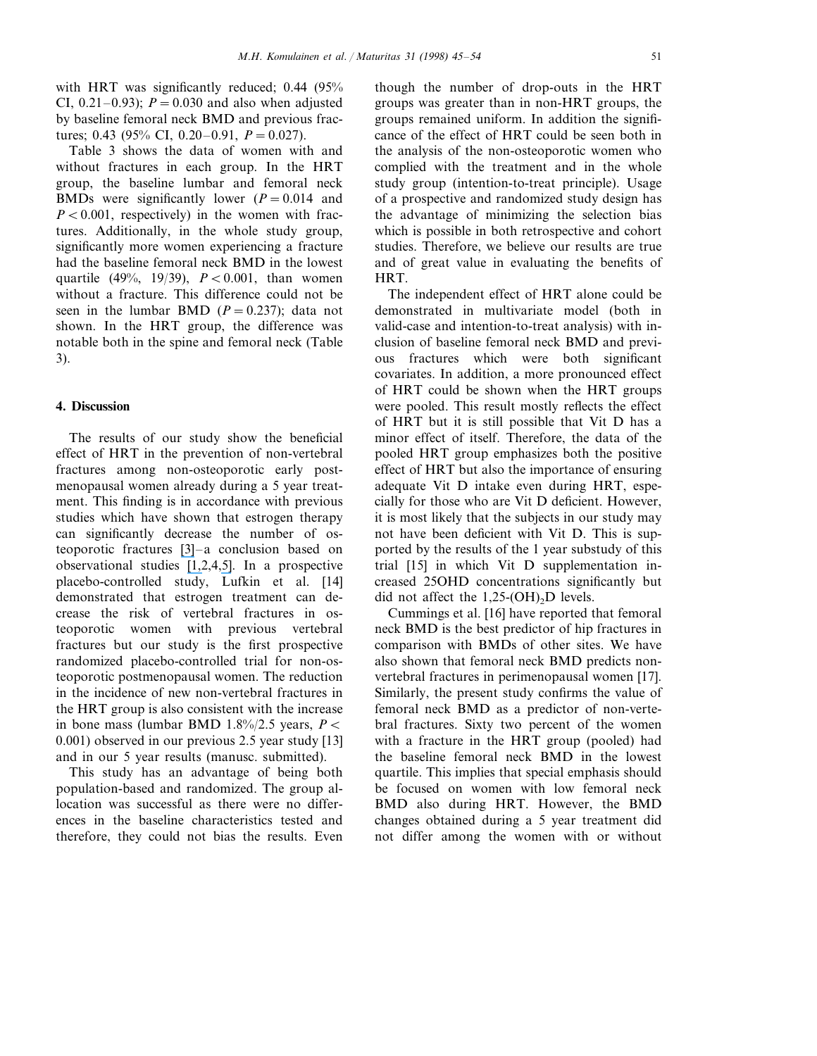with HRT was significantly reduced; 0.44 (95% CI, 0.21–0.93); $P = 0.030$ and also when adjusted by baseline femoral neck BMD and previous fractures; 0.43 (95% CI, 0.20–0.91, $P = 0.027$).

Table 3 shows the data of women with and without fractures in each group. In the HRT group, the baseline lumbar and femoral neck BMDs were significantly lower ($P = 0.014$ and $P < 0.001$, respectively) in the women with fractures. Additionally, in the whole study group, significantly more women experiencing a fracture had the baseline femoral neck BMD in the lowest quartile (49%, 19/39), $P < 0.001$, than women without a fracture. This difference could not be seen in the lumbar BMD ($P = 0.237$); data not shown. In the HRT group, the difference was notable both in the spine and femoral neck (Table 3).

## 4. Discussion

The results of our study show the beneficial effect of HRT in the prevention of non-vertebral fractures among non-osteoporotic early postmenopausal women already during a 5 year treatment. This finding is in accordance with previous studies which have shown that estrogen therapy can significantly decrease the number of osteoporotic fractures [3]–a conclusion based on observational studies [1,2,4,5]. In a prospective placebo-controlled study, Lufkin et al. [14] demonstrated that estrogen treatment can decrease the risk of vertebral fractures in osteoporotic women with previous vertebral fractures but our study is the first prospective randomized placebo-controlled trial for non-osteoporotic postmenopausal women. The reduction in the incidence of new non-vertebral fractures in the HRT group is also consistent with the increase in bone mass (lumbar BMD 1.8%/2.5 years, $P < 0.001$) observed in our previous 2.5 year study [13] and in our 5 year results (manusc. submitted).

This study has an advantage of being both population-based and randomized. The group allocation was successful as there were no differences in the baseline characteristics tested and therefore, they could not bias the results. Even though the number of drop-outs in the HRT groups was greater than in non-HRT groups, the groups remained uniform. In addition the significance of the effect of HRT could be seen both in the analysis of the non-osteoporotic women who complied with the treatment and in the whole study group (intention-to-treat principle). Usage of a prospective and randomized study design has the advantage of minimizing the selection bias which is possible in both retrospective and cohort studies. Therefore, we believe our results are true and of great value in evaluating the benefits of HRT.

The independent effect of HRT alone could be demonstrated in multivariate model (both in valid-case and intention-to-treat analysis) with inclusion of baseline femoral neck BMD and previous fractures which were both significant covariates. In addition, a more pronounced effect of HRT could be shown when the HRT groups were pooled. This result mostly reflects the effect of HRT but it is still possible that Vit D has a minor effect of itself. Therefore, the data of the pooled HRT group emphasizes both the positive effect of HRT but also the importance of ensuring adequate Vit D intake even during HRT, especially for those who are Vit D deficient. However, it is most likely that the subjects in our study may not have been deficient with Vit D. This is supported by the results of the 1 year substudy of this trial [15] in which Vit D supplementation increased 25OHD concentrations significantly but did not affect the 1,25-$(OH)_2$D levels.

Cummings et al. [16] have reported that femoral neck BMD is the best predictor of hip fractures in comparison with BMDs of other sites. We have also shown that femoral neck BMD predicts non-vertebral fractures in perimenopausal women [17]. Similarly, the present study confirms the value of femoral neck BMD as a predictor of non-vertebral fractures. Sixty two percent of the women with a fracture in the HRT group (pooled) had the baseline femoral neck BMD in the lowest quartile. This implies that special emphasis should be focused on women with low femoral neck BMD also during HRT. However, the BMD changes obtained during a 5 year treatment did not differ among the women with or without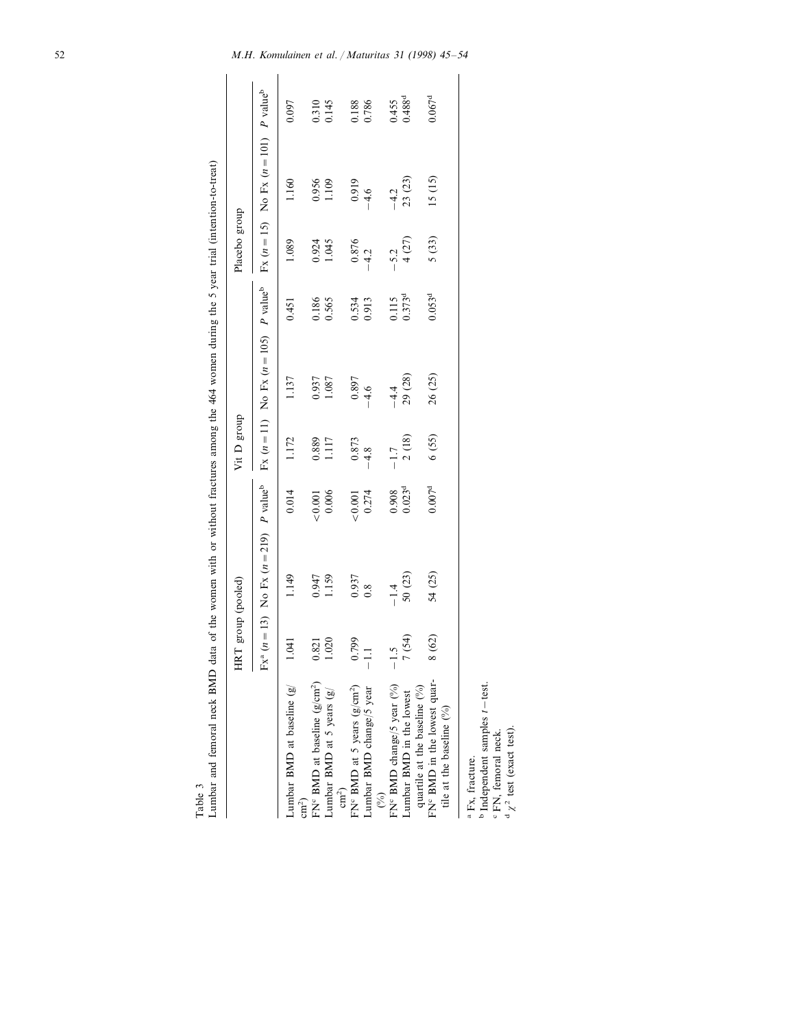Table 3
Lumbar and femoral neck BMD data of the women with or without fractures among the 464 women during the 5 year trial (intention-to-treat)

| | HRT group (pooled) | | | Vit D group | | | Placebo group | | |
|---|---|---|---|---|---|---|---|---|---|
| | Fx[a] ($n = 13$) | No Fx ($n = 219$) | $P$ value[b] | Fx ($n = 11$) | No Fx ($n = 105$) | $P$ value[b] | Fx ($n = 15$) | No Fx ($n = 101$) | $P$ value[b] |
| Lumbar BMD at baseline (g/cm$^2$) | 1.041 | 1.149 | 0.014 | 1.172 | 1.137 | 0.451 | 1.089 | 1.160 | 0.097 |
| FN[c] BMD at baseline (g/cm$^2$) | 0.821 | 0.947 | <0.001 | 0.889 | 0.937 | 0.186 | 0.924 | 0.956 | 0.310 |
| Lumbar BMD at 5 years (g/cm$^2$) | 1.020 | 1.159 | 0.006 | 1.117 | 1.087 | 0.565 | 1.045 | 1.109 | 0.145 |
| FN[c] BMD at 5 years (g/cm$^2$) | 0.799 | 0.937 | <0.001 | 0.873 | 0.897 | 0.534 | 0.876 | 0.919 | 0.188 |
| Lumbar BMD change/5 year (%) | −1.1 | 0.8 | 0.274 | −4.8 | −4.6 | 0.913 | −4.2 | −4.6 | 0.786 |
| FN[c] BMD change/5 year (%) | −1.5 | −1.4 | 0.908 | −1.7 | −4.4 | 0.115 | −5.2 | −4.2 | 0.455 |
| Lumbar BMD in the lowest quartile at the baseline (%) | 7 (54) | 50 (23) | 0.023[d] | 2 (18) | 29 (28) | 0.373[d] | 4 (27) | 23 (23) | 0.488[d] |
| FN[c] BMD in the lowest quartile at the baseline (%) | 8 (62) | 54 (25) | 0.007[d] | 6 (55) | 26 (25) | 0.053[d] | 5 (33) | 15 (15) | 0.067[d] |

[a] Fx, fracture.
[b] Independent samples $t$-test.
[c] FN, femoral neck.
[d] $\chi^2$ test (exact test).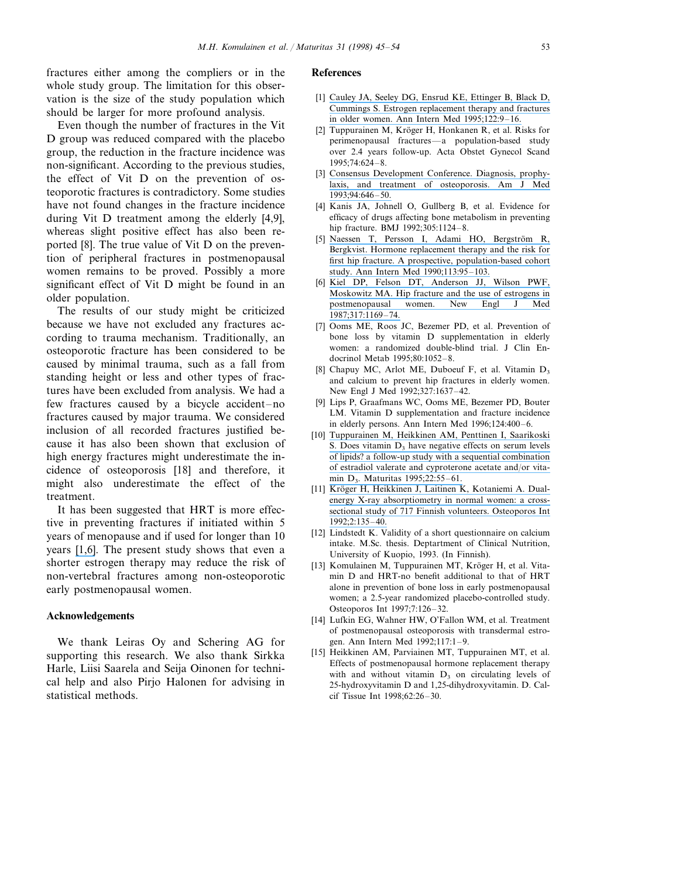fractures either among the compliers or in the whole study group. The limitation for this observation is the size of the study population which should be larger for more profound analysis.

Even though the number of fractures in the Vit D group was reduced compared with the placebo group, the reduction in the fracture incidence was non-significant. According to the previous studies, the effect of Vit D on the prevention of osteoporotic fractures is contradictory. Some studies have not found changes in the fracture incidence during Vit D treatment among the elderly [4,9], whereas slight positive effect has also been reported [8]. The true value of Vit D on the prevention of peripheral fractures in postmenopausal women remains to be proved. Possibly a more significant effect of Vit D might be found in an older population.

The results of our study might be criticized because we have not excluded any fractures according to trauma mechanism. Traditionally, an osteoporotic fracture has been considered to be caused by minimal trauma, such as a fall from standing height or less and other types of fractures have been excluded from analysis. We had a few fractures caused by a bicycle accident–no fractures caused by major trauma. We considered inclusion of all recorded fractures justified because it has also been shown that exclusion of high energy fractures might underestimate the incidence of osteoporosis [18] and therefore, it might also underestimate the effect of the treatment.

It has been suggested that HRT is more effective in preventing fractures if initiated within 5 years of menopause and if used for longer than 10 years [1,6]. The present study shows that even a shorter estrogen therapy may reduce the risk of non-vertebral fractures among non-osteoporotic early postmenopausal women.

## Acknowledgements

We thank Leiras Oy and Schering AG for supporting this research. We also thank Sirkka Harle, Liisi Saarela and Seija Oinonen for technical help and also Pirjo Halonen for advising in statistical methods.

## References

[1] Cauley JA, Seeley DG, Ensrud KE, Ettinger B, Black D, Cummings S. Estrogen replacement therapy and fractures in older women. Ann Intern Med 1995;122:9–16.

[2] Tuppurainen M, Kröger H, Honkanen R, et al. Risks for perimenopausal fractures—a population-based study over 2.4 years follow-up. Acta Obstet Gynecol Scand 1995;74:624–8.

[3] Consensus Development Conference. Diagnosis, prophylaxis, and treatment of osteoporosis. Am J Med 1993;94:646–50.

[4] Kanis JA, Johnell O, Gullberg B, et al. Evidence for efficacy of drugs affecting bone metabolism in preventing hip fracture. BMJ 1992;305:1124–8.

[5] Naessen T, Persson I, Adami HO, Bergström R, Bergkvist. Hormone replacement therapy and the risk for first hip fracture. A prospective, population-based cohort study. Ann Intern Med 1990;113:95–103.

[6] Kiel DP, Felson DT, Anderson JJ, Wilson PWF, Moskowitz MA. Hip fracture and the use of estrogens in postmenopausal women. New Engl J Med 1987;317:1169–74.

[7] Ooms ME, Roos JC, Bezemer PD, et al. Prevention of bone loss by vitamin D supplementation in elderly women: a randomized double-blind trial. J Clin Endocrinol Metab 1995;80:1052–8.

[8] Chapuy MC, Arlot ME, Duboeuf F, et al. Vitamin $D_3$ and calcium to prevent hip fractures in elderly women. New Engl J Med 1992;327:1637–42.

[9] Lips P, Graafmans WC, Ooms ME, Bezemer PD, Bouter LM. Vitamin D supplementation and fracture incidence in elderly persons. Ann Intern Med 1996;124:400–6.

[10] Tuppurainen M, Heikkinen AM, Penttinen I, Saarikoski S. Does vitamin $D_3$ have negative effects on serum levels of lipids? a follow-up study with a sequential combination of estradiol valerate and cyproterone acetate and/or vitamin $D_3$. Maturitas 1995;22:55–61.

[11] Kröger H, Heikkinen J, Laitinen K, Kotaniemi A. Dual-energy X-ray absorptiometry in normal women: a cross-sectional study of 717 Finnish volunteers. Osteoporos Int 1992;2:135–40.

[12] Lindstedt K. Validity of a short questionnaire on calcium intake. M.Sc. thesis. Deptartment of Clinical Nutrition, University of Kuopio, 1993. (In Finnish).

[13] Komulainen M, Tuppurainen MT, Kröger H, et al. Vitamin D and HRT-no benefit additional to that of HRT alone in prevention of bone loss in early postmenopausal women; a 2.5-year randomized placebo-controlled study. Osteoporos Int 1997;7:126–32.

[14] Lufkin EG, Wahner HW, O'Fallon WM, et al. Treatment of postmenopausal osteoporosis with transdermal estrogen. Ann Intern Med 1992;117:1–9.

[15] Heikkinen AM, Parviainen MT, Tuppurainen MT, et al. Effects of postmenopausal hormone replacement therapy with and without vitamin $D_3$ on circulating levels of 25-hydroxyvitamin D and 1,25-dihydroxyvitamin. D. Calcif Tissue Int 1998;62:26–30.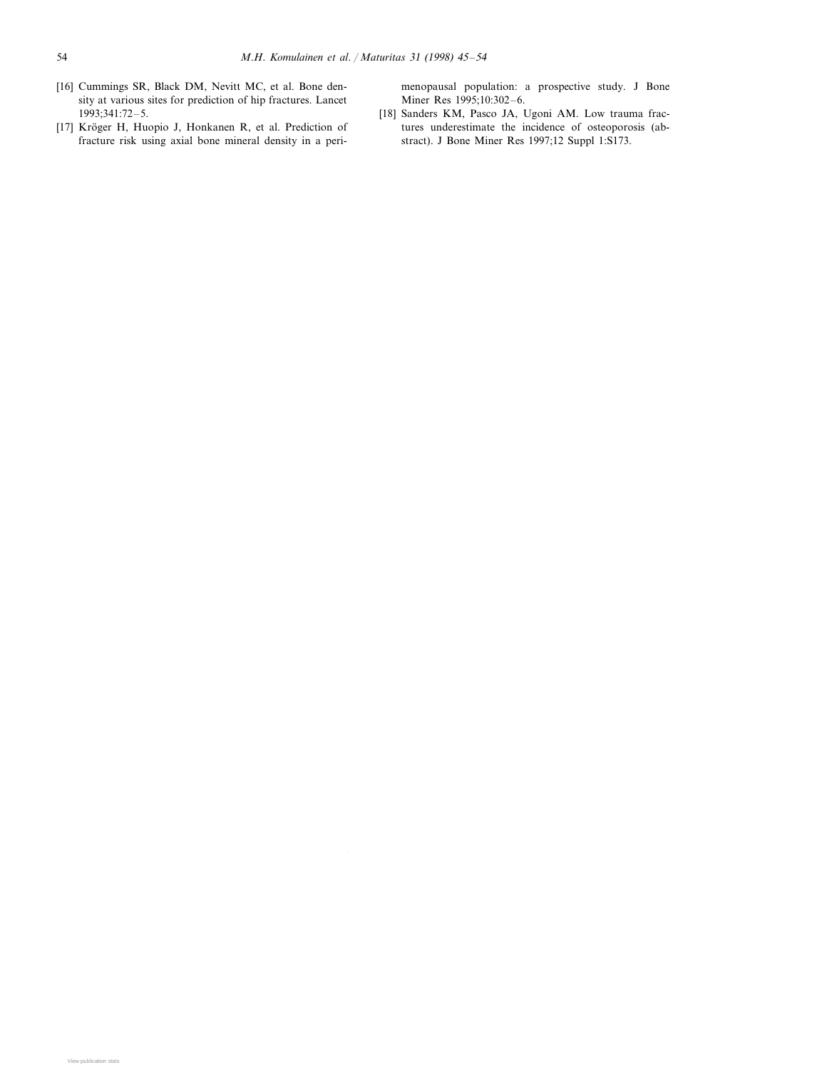[16] Cummings SR, Black DM, Nevitt MC, et al. Bone density at various sites for prediction of hip fractures. Lancet 1993;341:72–5.

[17] Kröger H, Huopio J, Honkanen R, et al. Prediction of fracture risk using axial bone mineral density in a perimenopausal population: a prospective study. J Bone Miner Res 1995;10:302–6.

[18] Sanders KM, Pasco JA, Ugoni AM. Low trauma fractures underestimate the incidence of osteoporosis (abstract). J Bone Miner Res 1997;12 Suppl 1:S173.